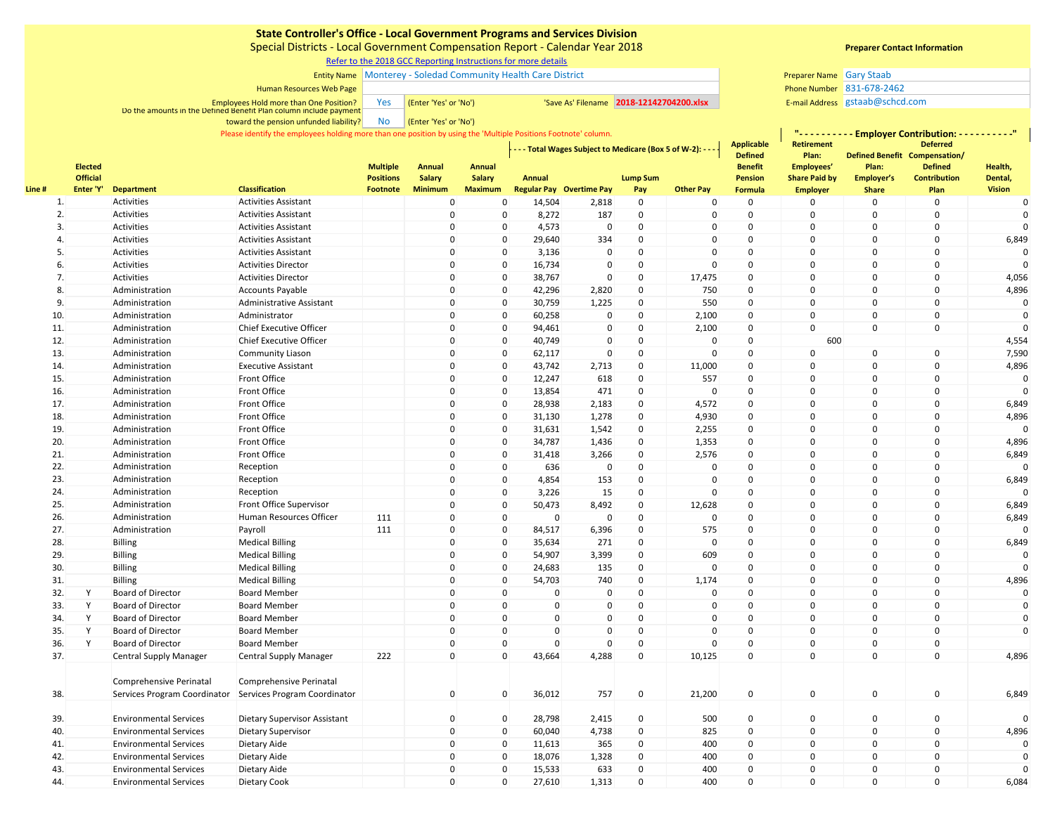# State Controller's Office - Local Government Programs and Services Division

## Special Districts - Local Government Compensation Report - Calendar Year 2018

Refer to the 2018 GCC Reporting Instructions for more details

Entity Name: Monterey - Soledad Community Health Care District

Human Resources Web Page:

Employees Hold more than One Position? Yes (Enter 'Yes' or 'No')

'Save As' Filename: 2018-12142704200.xlsx

Do the amounts in the Defined Benefit Plan column include payment toward the pension unfunded liability? No (Enter 'Yes' or 'No')

Please identify the employees holding more than one position by using the 'Multiple Positions Footnote' column.

**Preparer Contact Information**

Preparer Name: Gary Staab

Phone Number: 831-678-2462

E-mail Address: gstaab@schcd.com

| | | | | | | | Total Wages Subject to Medicare (Box 5 of W-2): | | | | | Employer Contribution: | | | | |
|---|---|---|---|---|---|---|---|---|---|---|---|---|---|---|---|
| Line # | Elected Official Enter 'Y' | Department | Classification | Multiple Positions Footnote | Annual Salary Minimum | Annual Salary Maximum | Annual Regular Pay | Overtime Pay | Lump Sum Pay | Other Pay | Applicable Defined Benefit Pension Formula | Retirement Plan: Employees' Share Paid by Employer | Defined Benefit Plan: Employer's Share | Deferred Compensation/ Defined Contribution Plan | Health, Dental, Vision |
| 1. | | Activities | Activities Assistant | | 0 | 0 | 14,504 | 2,818 | 0 | 0 | 0 | 0 | 0 | 0 | 0 |
| 2. | | Activities | Activities Assistant | | 0 | 0 | 8,272 | 187 | 0 | 0 | 0 | 0 | 0 | 0 | 0 |
| 3. | | Activities | Activities Assistant | | 0 | 0 | 4,573 | 0 | 0 | 0 | 0 | 0 | 0 | 0 | 0 |
| 4. | | Activities | Activities Assistant | | 0 | 0 | 29,640 | 334 | 0 | 0 | 0 | 0 | 0 | 0 | 6,849 |
| 5. | | Activities | Activities Assistant | | 0 | 0 | 3,136 | 0 | 0 | 0 | 0 | 0 | 0 | 0 | 0 |
| 6. | | Activities | Activities Director | | 0 | 0 | 16,734 | 0 | 0 | 0 | 0 | 0 | 0 | 0 | 0 |
| 7. | | Activities | Activities Director | | 0 | 0 | 38,767 | 0 | 0 | 17,475 | 0 | 0 | 0 | 0 | 4,056 |
| 8. | | Administration | Accounts Payable | | 0 | 0 | 42,296 | 2,820 | 0 | 750 | 0 | 0 | 0 | 0 | 4,896 |
| 9. | | Administration | Administrative Assistant | | 0 | 0 | 30,759 | 1,225 | 0 | 550 | 0 | 0 | 0 | 0 | 0 |
| 10. | | Administration | Administrator | | 0 | 0 | 60,258 | 0 | 0 | 2,100 | 0 | 0 | 0 | 0 | 0 |
| 11. | | Administration | Chief Executive Officer | | 0 | 0 | 94,461 | 0 | 0 | 2,100 | 0 | 0 | 0 | 0 | 0 |
| 12. | | Administration | Chief Executive Officer | | 0 | 0 | 40,749 | 0 | 0 | 0 | 0 | 600 | | | 4,554 |
| 13. | | Administration | Community Liason | | 0 | 0 | 62,117 | 0 | 0 | 0 | 0 | 0 | 0 | 0 | 7,590 |
| 14. | | Administration | Executive Assistant | | 0 | 0 | 43,742 | 2,713 | 0 | 11,000 | 0 | 0 | 0 | 0 | 4,896 |
| 15. | | Administration | Front Office | | 0 | 0 | 12,247 | 618 | 0 | 557 | 0 | 0 | 0 | 0 | 0 |
| 16. | | Administration | Front Office | | 0 | 0 | 13,854 | 471 | 0 | 0 | 0 | 0 | 0 | 0 | 0 |
| 17. | | Administration | Front Office | | 0 | 0 | 28,938 | 2,183 | 0 | 4,572 | 0 | 0 | 0 | 0 | 6,849 |
| 18. | | Administration | Front Office | | 0 | 0 | 31,130 | 1,278 | 0 | 4,930 | 0 | 0 | 0 | 0 | 4,896 |
| 19. | | Administration | Front Office | | 0 | 0 | 31,631 | 1,542 | 0 | 2,255 | 0 | 0 | 0 | 0 | 0 |
| 20. | | Administration | Front Office | | 0 | 0 | 34,787 | 1,436 | 0 | 1,353 | 0 | 0 | 0 | 0 | 4,896 |
| 21. | | Administration | Front Office | | 0 | 0 | 31,418 | 3,266 | 0 | 2,576 | 0 | 0 | 0 | 0 | 6,849 |
| 22. | | Administration | Reception | | 0 | 0 | 636 | 0 | 0 | 0 | 0 | 0 | 0 | 0 | 0 |
| 23. | | Administration | Reception | | 0 | 0 | 4,854 | 153 | 0 | 0 | 0 | 0 | 0 | 0 | 6,849 |
| 24. | | Administration | Reception | | 0 | 0 | 3,226 | 15 | 0 | 0 | 0 | 0 | 0 | 0 | 0 |
| 25. | | Administration | Front Office Supervisor | | 0 | 0 | 50,473 | 8,492 | 0 | 12,628 | 0 | 0 | 0 | 0 | 6,849 |
| 26. | | Administration | Human Resources Officer | 111 | 0 | 0 | 0 | 0 | 0 | 0 | 0 | 0 | 0 | 0 | 6,849 |
| 27. | | Administration | Payroll | 111 | 0 | 0 | 84,517 | 6,396 | 0 | 575 | 0 | 0 | 0 | 0 | 0 |
| 28. | | Billing | Medical Billing | | 0 | 0 | 35,634 | 271 | 0 | 0 | 0 | 0 | 0 | 0 | 6,849 |
| 29. | | Billing | Medical Billing | | 0 | 0 | 54,907 | 3,399 | 0 | 609 | 0 | 0 | 0 | 0 | 0 |
| 30. | | Billing | Medical Billing | | 0 | 0 | 24,683 | 135 | 0 | 0 | 0 | 0 | 0 | 0 | 0 |
| 31. | | Billing | Medical Billing | | 0 | 0 | 54,703 | 740 | 0 | 1,174 | 0 | 0 | 0 | 0 | 4,896 |
| 32. | Y | Board of Director | Board Member | | 0 | 0 | 0 | 0 | 0 | 0 | 0 | 0 | 0 | 0 | 0 |
| 33. | Y | Board of Director | Board Member | | 0 | 0 | 0 | 0 | 0 | 0 | 0 | 0 | 0 | 0 | 0 |
| 34. | Y | Board of Director | Board Member | | 0 | 0 | 0 | 0 | 0 | 0 | 0 | 0 | 0 | 0 | 0 |
| 35. | Y | Board of Director | Board Member | | 0 | 0 | 0 | 0 | 0 | 0 | 0 | 0 | 0 | 0 | 0 |
| 36. | Y | Board of Director | Board Member | | 0 | 0 | 0 | 0 | 0 | 0 | 0 | 0 | 0 | 0 | |
| 37. | | Central Supply Manager | Central Supply Manager | 222 | 0 | 0 | 43,664 | 4,288 | 0 | 10,125 | 0 | 0 | 0 | 0 | 4,896 |
| 38. | | Comprehensive Perinatal Services Program Coordinator | Comprehensive Perinatal Services Program Coordinator | | 0 | 0 | 36,012 | 757 | 0 | 21,200 | 0 | 0 | 0 | 0 | 6,849 |
| 39. | | Environmental Services | Dietary Supervisor Assistant | | 0 | 0 | 28,798 | 2,415 | 0 | 500 | 0 | 0 | 0 | 0 | 0 |
| 40. | | Environmental Services | Dietary Supervisor | | 0 | 0 | 60,040 | 4,738 | 0 | 825 | 0 | 0 | 0 | 0 | 4,896 |
| 41. | | Environmental Services | Dietary Aide | | 0 | 0 | 11,613 | 365 | 0 | 400 | 0 | 0 | 0 | 0 | 0 |
| 42. | | Environmental Services | Dietary Aide | | 0 | 0 | 18,076 | 1,328 | 0 | 400 | 0 | 0 | 0 | 0 | 0 |
| 43. | | Environmental Services | Dietary Aide | | 0 | 0 | 15,533 | 633 | 0 | 400 | 0 | 0 | 0 | 0 | 0 |
| 44. | | Environmental Services | Dietary Cook | | 0 | 0 | 27,610 | 1,313 | 0 | 400 | 0 | 0 | 0 | 0 | 6,084 |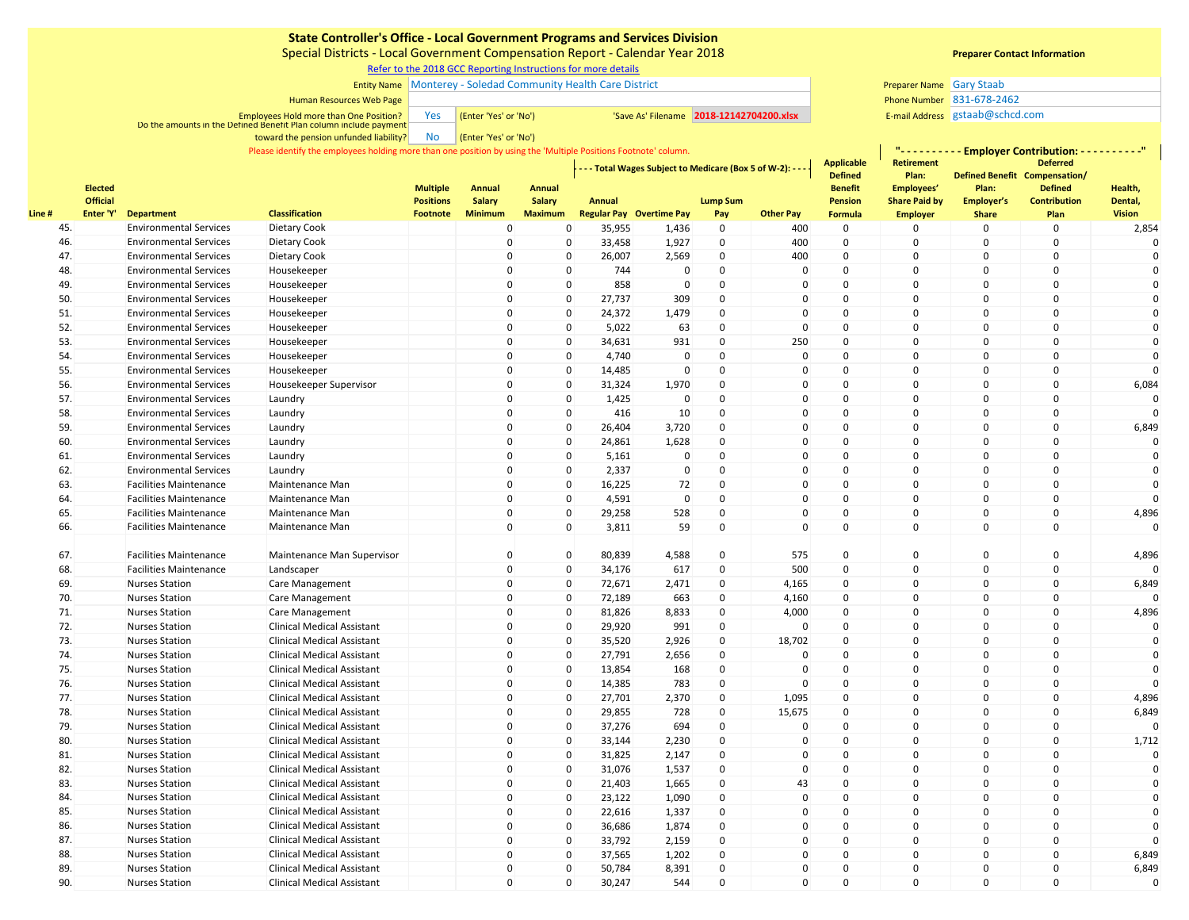# State Controller's Office - Local Government Programs and Services Division

Special Districts - Local Government Compensation Report - Calendar Year 2018

Refer to the 2018 GCC Reporting Instructions for more details

Entity Name: Monterey - Soledad Community Health Care District

Human Resources Web Page:

Employees Hold more than One Position? Yes (Enter 'Yes' or 'No')

'Save As' Filename: 2018-12142704200.xlsx

Do the amounts in the Defined Benefit Plan column include payment toward the pension unfunded liability? No (Enter 'Yes' or 'No')

Please identify the employees holding more than one position by using the 'Multiple Positions Footnote' column.

**Preparer Contact Information**

Preparer Name: Gary Staab

Phone Number: 831-678-2462

E-mail Address: gstaab@schcd.com

| Line # | Elected Official Enter 'Y' | Department | Classification | Multiple Positions Footnote | Annual Salary Minimum | Annual Salary Maximum | Total Wages Subject to Medicare (Box 5 of W-2): Annual Regular Pay | Overtime Pay | Lump Sum Pay | Other Pay | Applicable Defined Benefit Pension Formula | Employer Contribution: Retirement Plan: Employees' Share Paid by Employer | Defined Benefit Plan: Employer's Share | Deferred Compensation/ Defined Contribution Plan | Health, Dental, Vision |
|---|---|---|---|---|---|---|---|---|---|---|---|---|---|---|---|
| 45. | | Environmental Services | Dietary Cook | | 0 | 0 | 35,955 | 1,436 | 0 | 400 | 0 | 0 | 0 | 0 | 2,854 |
| 46. | | Environmental Services | Dietary Cook | | 0 | 0 | 33,458 | 1,927 | 0 | 400 | 0 | 0 | 0 | 0 | 0 |
| 47. | | Environmental Services | Dietary Cook | | 0 | 0 | 26,007 | 2,569 | 0 | 400 | 0 | 0 | 0 | 0 | 0 |
| 48. | | Environmental Services | Housekeeper | | 0 | 0 | 744 | 0 | 0 | 0 | 0 | 0 | 0 | 0 | 0 |
| 49. | | Environmental Services | Housekeeper | | 0 | 0 | 858 | 0 | 0 | 0 | 0 | 0 | 0 | 0 | 0 |
| 50. | | Environmental Services | Housekeeper | | 0 | 0 | 27,737 | 309 | 0 | 0 | 0 | 0 | 0 | 0 | 0 |
| 51. | | Environmental Services | Housekeeper | | 0 | 0 | 24,372 | 1,479 | 0 | 0 | 0 | 0 | 0 | 0 | 0 |
| 52. | | Environmental Services | Housekeeper | | 0 | 0 | 5,022 | 63 | 0 | 0 | 0 | 0 | 0 | 0 | 0 |
| 53. | | Environmental Services | Housekeeper | | 0 | 0 | 34,631 | 931 | 0 | 250 | 0 | 0 | 0 | 0 | 0 |
| 54. | | Environmental Services | Housekeeper | | 0 | 0 | 4,740 | 0 | 0 | 0 | 0 | 0 | 0 | 0 | 0 |
| 55. | | Environmental Services | Housekeeper | | 0 | 0 | 14,485 | 0 | 0 | 0 | 0 | 0 | 0 | 0 | 0 |
| 56. | | Environmental Services | Housekeeper Supervisor | | 0 | 0 | 31,324 | 1,970 | 0 | 0 | 0 | 0 | 0 | 0 | 6,084 |
| 57. | | Environmental Services | Laundry | | 0 | 0 | 1,425 | 0 | 0 | 0 | 0 | 0 | 0 | 0 | 0 |
| 58. | | Environmental Services | Laundry | | 0 | 0 | 416 | 10 | 0 | 0 | 0 | 0 | 0 | 0 | 0 |
| 59. | | Environmental Services | Laundry | | 0 | 0 | 26,404 | 3,720 | 0 | 0 | 0 | 0 | 0 | 0 | 6,849 |
| 60. | | Environmental Services | Laundry | | 0 | 0 | 24,861 | 1,628 | 0 | 0 | 0 | 0 | 0 | 0 | 0 |
| 61. | | Environmental Services | Laundry | | 0 | 0 | 5,161 | 0 | 0 | 0 | 0 | 0 | 0 | 0 | 0 |
| 62. | | Environmental Services | Laundry | | 0 | 0 | 2,337 | 0 | 0 | 0 | 0 | 0 | 0 | 0 | 0 |
| 63. | | Facilities Maintenance | Maintenance Man | | 0 | 0 | 16,225 | 72 | 0 | 0 | 0 | 0 | 0 | 0 | 0 |
| 64. | | Facilities Maintenance | Maintenance Man | | 0 | 0 | 4,591 | 0 | 0 | 0 | 0 | 0 | 0 | 0 | 0 |
| 65. | | Facilities Maintenance | Maintenance Man | | 0 | 0 | 29,258 | 528 | 0 | 0 | 0 | 0 | 0 | 0 | 4,896 |
| 66. | | Facilities Maintenance | Maintenance Man | | 0 | 0 | 3,811 | 59 | 0 | 0 | 0 | 0 | 0 | 0 | 0 |
| 67. | | Facilities Maintenance | Maintenance Man Supervisor | | 0 | 0 | 80,839 | 4,588 | 0 | 575 | 0 | 0 | 0 | 0 | 4,896 |
| 68. | | Facilities Maintenance | Landscaper | | 0 | 0 | 34,176 | 617 | 0 | 500 | 0 | 0 | 0 | 0 | 0 |
| 69. | | Nurses Station | Care Management | | 0 | 0 | 72,671 | 2,471 | 0 | 4,165 | 0 | 0 | 0 | 0 | 6,849 |
| 70. | | Nurses Station | Care Management | | 0 | 0 | 72,189 | 663 | 0 | 4,160 | 0 | 0 | 0 | 0 | 0 |
| 71. | | Nurses Station | Care Management | | 0 | 0 | 81,826 | 8,833 | 0 | 4,000 | 0 | 0 | 0 | 0 | 4,896 |
| 72. | | Nurses Station | Clinical Medical Assistant | | 0 | 0 | 29,920 | 991 | 0 | 0 | 0 | 0 | 0 | 0 | 0 |
| 73. | | Nurses Station | Clinical Medical Assistant | | 0 | 0 | 35,520 | 2,926 | 0 | 18,702 | 0 | 0 | 0 | 0 | 0 |
| 74. | | Nurses Station | Clinical Medical Assistant | | 0 | 0 | 27,791 | 2,656 | 0 | 0 | 0 | 0 | 0 | 0 | 0 |
| 75. | | Nurses Station | Clinical Medical Assistant | | 0 | 0 | 13,854 | 168 | 0 | 0 | 0 | 0 | 0 | 0 | 0 |
| 76. | | Nurses Station | Clinical Medical Assistant | | 0 | 0 | 14,385 | 783 | 0 | 0 | 0 | 0 | 0 | 0 | 0 |
| 77. | | Nurses Station | Clinical Medical Assistant | | 0 | 0 | 27,701 | 2,370 | 0 | 1,095 | 0 | 0 | 0 | 0 | 4,896 |
| 78. | | Nurses Station | Clinical Medical Assistant | | 0 | 0 | 29,855 | 728 | 0 | 15,675 | 0 | 0 | 0 | 0 | 6,849 |
| 79. | | Nurses Station | Clinical Medical Assistant | | 0 | 0 | 37,276 | 694 | 0 | 0 | 0 | 0 | 0 | 0 | 0 |
| 80. | | Nurses Station | Clinical Medical Assistant | | 0 | 0 | 33,144 | 2,230 | 0 | 0 | 0 | 0 | 0 | 0 | 1,712 |
| 81. | | Nurses Station | Clinical Medical Assistant | | 0 | 0 | 31,825 | 2,147 | 0 | 0 | 0 | 0 | 0 | 0 | 0 |
| 82. | | Nurses Station | Clinical Medical Assistant | | 0 | 0 | 31,076 | 1,537 | 0 | 0 | 0 | 0 | 0 | 0 | 0 |
| 83. | | Nurses Station | Clinical Medical Assistant | | 0 | 0 | 21,403 | 1,665 | 0 | 43 | 0 | 0 | 0 | 0 | 0 |
| 84. | | Nurses Station | Clinical Medical Assistant | | 0 | 0 | 23,122 | 1,090 | 0 | 0 | 0 | 0 | 0 | 0 | 0 |
| 85. | | Nurses Station | Clinical Medical Assistant | | 0 | 0 | 22,616 | 1,337 | 0 | 0 | 0 | 0 | 0 | 0 | 0 |
| 86. | | Nurses Station | Clinical Medical Assistant | | 0 | 0 | 36,686 | 1,874 | 0 | 0 | 0 | 0 | 0 | 0 | 0 |
| 87. | | Nurses Station | Clinical Medical Assistant | | 0 | 0 | 33,792 | 2,159 | 0 | 0 | 0 | 0 | 0 | 0 | 0 |
| 88. | | Nurses Station | Clinical Medical Assistant | | 0 | 0 | 37,565 | 1,202 | 0 | 0 | 0 | 0 | 0 | 0 | 6,849 |
| 89. | | Nurses Station | Clinical Medical Assistant | | 0 | 0 | 50,784 | 8,391 | 0 | 0 | 0 | 0 | 0 | 0 | 6,849 |
| 90. | | Nurses Station | Clinical Medical Assistant | | 0 | 0 | 30,247 | 544 | 0 | 0 | 0 | 0 | 0 | 0 | 0 |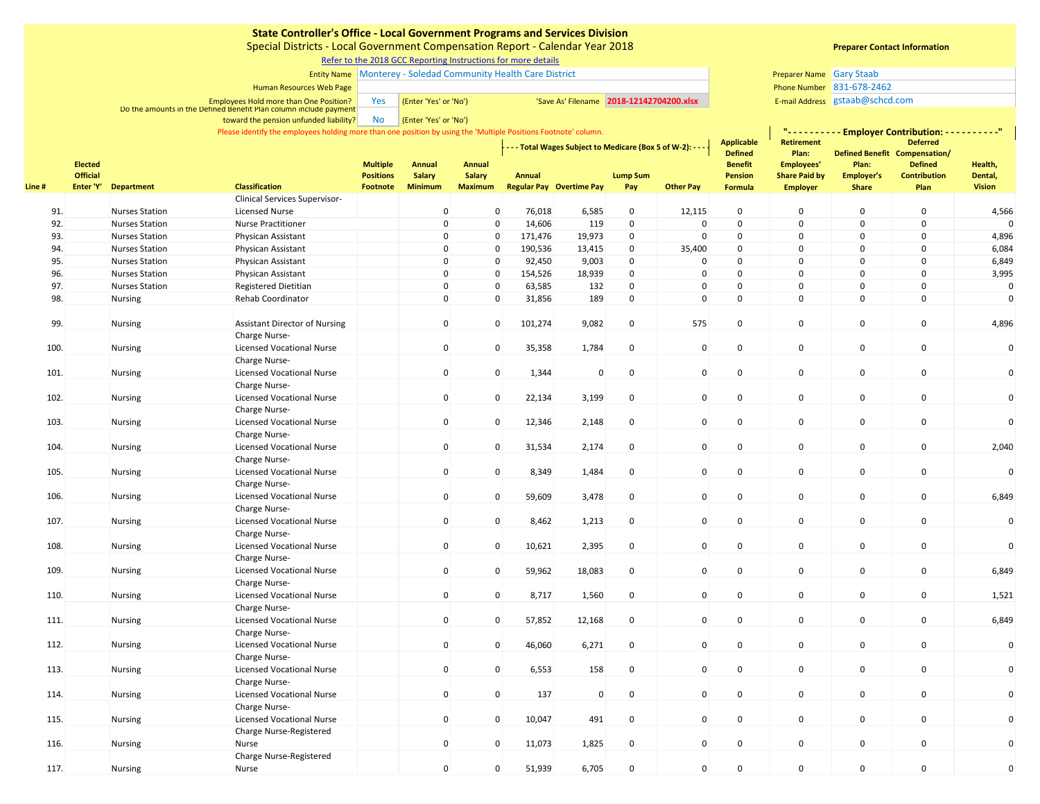**State Controller's Office - Local Government Programs and Services Division**

Special Districts - Local Government Compensation Report - Calendar Year 2018

Refer to the 2018 GCC Reporting Instructions for more details

Entity Name: Monterey - Soledad Community Health Care District

Human Resources Web Page:

Employees Hold more than One Position? Yes (Enter 'Yes' or 'No') 'Save As' Filename: 2018-12142704200.xlsx

Do the amounts in the Defined Benefit Plan column include payment toward the pension unfunded liability? No (Enter 'Yes' or 'No')

Please identify the employees holding more than one position by using the 'Multiple Positions Footnote' column.

**Preparer Contact Information**

Preparer Name: Gary Staab

Phone Number: 831-678-2462

E-mail Address: gstaab@schcd.com

| Line # | Elected Official Enter 'Y' | Department | Classification | Multiple Positions Footnote | Annual Salary Minimum | Annual Salary Maximum | Total Wages Subject to Medicare (Box 5 of W-2): Annual Regular Pay | Overtime Pay | Lump Sum Pay | Other Pay | Applicable Defined Benefit Pension Formula | Employer Contribution: Retirement Plan: Employees' Share Paid by Employer | Defined Benefit Plan: Employer's Share | Deferred Compensation/ Defined Contribution Plan | Health, Dental, Vision |
|---|---|---|---|---|---|---|---|---|---|---|---|---|---|---|---|
| 91. | | Nurses Station | Clinical Services Supervisor-Licensed Nurse | | 0 | 0 | 76,018 | 6,585 | 0 | 12,115 | 0 | 0 | 0 | 0 | 4,566 |
| 92. | | Nurses Station | Nurse Practitioner | | 0 | 0 | 14,606 | 119 | 0 | 0 | 0 | 0 | 0 | 0 | 0 |
| 93. | | Nurses Station | Physican Assistant | | 0 | 0 | 171,476 | 19,973 | 0 | 0 | 0 | 0 | 0 | 0 | 4,896 |
| 94. | | Nurses Station | Physican Assistant | | 0 | 0 | 190,536 | 13,415 | 0 | 35,400 | 0 | 0 | 0 | 0 | 6,084 |
| 95. | | Nurses Station | Physican Assistant | | 0 | 0 | 92,450 | 9,003 | 0 | 0 | 0 | 0 | 0 | 0 | 6,849 |
| 96. | | Nurses Station | Physican Assistant | | 0 | 0 | 154,526 | 18,939 | 0 | 0 | 0 | 0 | 0 | 0 | 3,995 |
| 97. | | Nurses Station | Registered Dietitian | | 0 | 0 | 63,585 | 132 | 0 | 0 | 0 | 0 | 0 | 0 | 0 |
| 98. | | Nursing | Rehab Coordinator | | 0 | 0 | 31,856 | 189 | 0 | 0 | 0 | 0 | 0 | 0 | 0 |
| 99. | | Nursing | Assistant Director of Nursing | | 0 | 0 | 101,274 | 9,082 | 0 | 575 | 0 | 0 | 0 | 0 | 4,896 |
| 100. | | Nursing | Charge Nurse-Licensed Vocational Nurse | | 0 | 0 | 35,358 | 1,784 | 0 | 0 | 0 | 0 | 0 | 0 | 0 |
| 101. | | Nursing | Charge Nurse-Licensed Vocational Nurse | | 0 | 0 | 1,344 | 0 | 0 | 0 | 0 | 0 | 0 | 0 | 0 |
| 102. | | Nursing | Charge Nurse-Licensed Vocational Nurse | | 0 | 0 | 22,134 | 3,199 | 0 | 0 | 0 | 0 | 0 | 0 | 0 |
| 103. | | Nursing | Charge Nurse-Licensed Vocational Nurse | | 0 | 0 | 12,346 | 2,148 | 0 | 0 | 0 | 0 | 0 | 0 | 0 |
| 104. | | Nursing | Charge Nurse-Licensed Vocational Nurse | | 0 | 0 | 31,534 | 2,174 | 0 | 0 | 0 | 0 | 0 | 0 | 2,040 |
| 105. | | Nursing | Charge Nurse-Licensed Vocational Nurse | | 0 | 0 | 8,349 | 1,484 | 0 | 0 | 0 | 0 | 0 | 0 | 0 |
| 106. | | Nursing | Charge Nurse-Licensed Vocational Nurse | | 0 | 0 | 59,609 | 3,478 | 0 | 0 | 0 | 0 | 0 | 0 | 6,849 |
| 107. | | Nursing | Charge Nurse-Licensed Vocational Nurse | | 0 | 0 | 8,462 | 1,213 | 0 | 0 | 0 | 0 | 0 | 0 | 0 |
| 108. | | Nursing | Charge Nurse-Licensed Vocational Nurse | | 0 | 0 | 10,621 | 2,395 | 0 | 0 | 0 | 0 | 0 | 0 | 0 |
| 109. | | Nursing | Charge Nurse-Licensed Vocational Nurse | | 0 | 0 | 59,962 | 18,083 | 0 | 0 | 0 | 0 | 0 | 0 | 6,849 |
| 110. | | Nursing | Charge Nurse-Licensed Vocational Nurse | | 0 | 0 | 8,717 | 1,560 | 0 | 0 | 0 | 0 | 0 | 0 | 1,521 |
| 111. | | Nursing | Charge Nurse-Licensed Vocational Nurse | | 0 | 0 | 57,852 | 12,168 | 0 | 0 | 0 | 0 | 0 | 0 | 6,849 |
| 112. | | Nursing | Charge Nurse-Licensed Vocational Nurse | | 0 | 0 | 46,060 | 6,271 | 0 | 0 | 0 | 0 | 0 | 0 | 0 |
| 113. | | Nursing | Charge Nurse-Licensed Vocational Nurse | | 0 | 0 | 6,553 | 158 | 0 | 0 | 0 | 0 | 0 | 0 | 0 |
| 114. | | Nursing | Charge Nurse-Licensed Vocational Nurse | | 0 | 0 | 137 | 0 | 0 | 0 | 0 | 0 | 0 | 0 | 0 |
| 115. | | Nursing | Charge Nurse-Licensed Vocational Nurse | | 0 | 0 | 10,047 | 491 | 0 | 0 | 0 | 0 | 0 | 0 | 0 |
| 116. | | Nursing | Charge Nurse-Registered Nurse | | 0 | 0 | 11,073 | 1,825 | 0 | 0 | 0 | 0 | 0 | 0 | 0 |
| 117. | | Nursing | Charge Nurse-Registered Nurse | | 0 | 0 | 51,939 | 6,705 | 0 | 0 | 0 | 0 | 0 | 0 | 0 |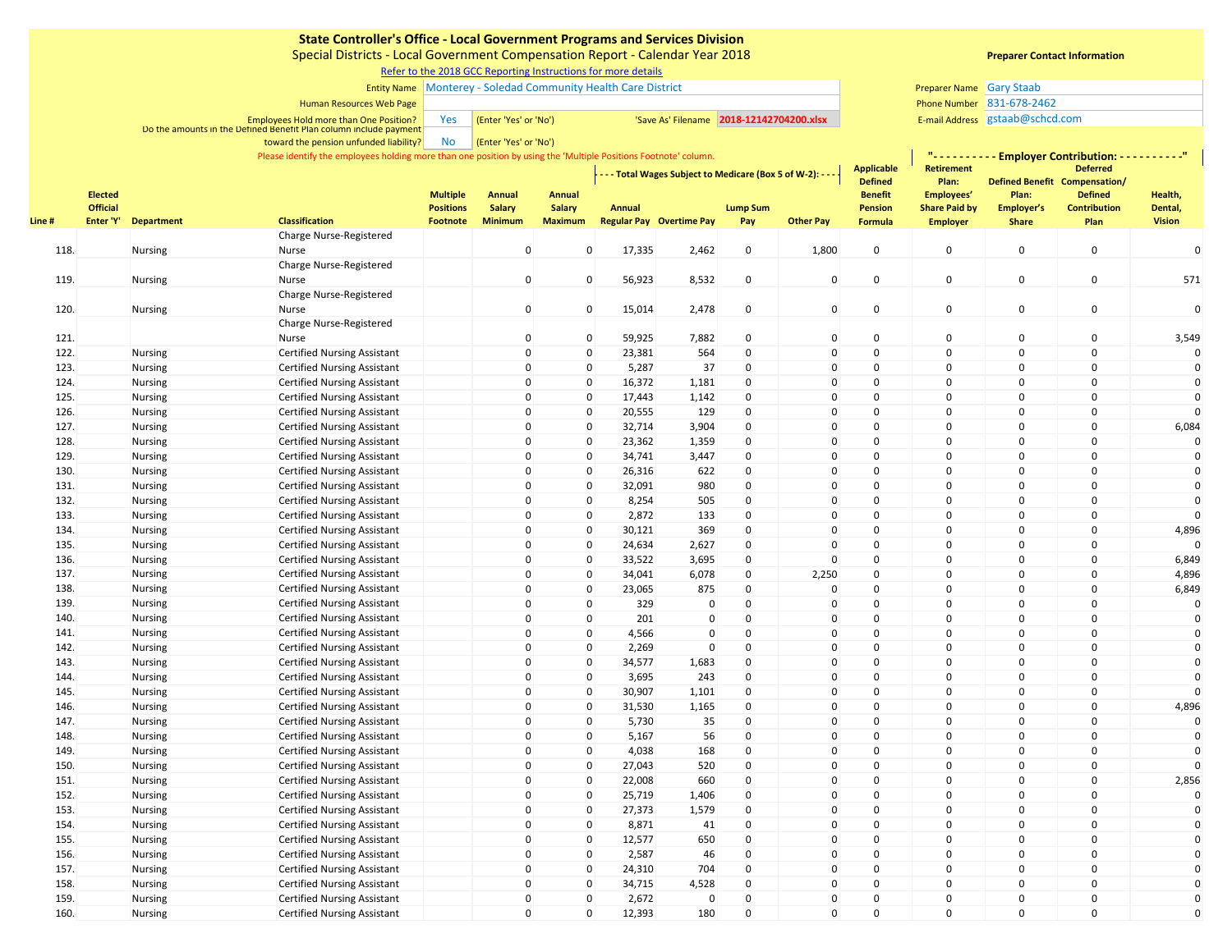**State Controller's Office - Local Government Programs and Services Division**
Special Districts - Local Government Compensation Report - Calendar Year 2018
Refer to the 2018 GCC Reporting Instructions for more details

Entity Name: Monterey - Soledad Community Health Care District
Human Resources Web Page:
Employees Hold more than One Position? Yes (Enter 'Yes' or 'No')
'Save As' Filename: 2018-12142704200.xlsx
Do the amounts in the Defined Benefit Plan column include payment toward the pension unfunded liability? No (Enter 'Yes' or 'No')

Please identify the employees holding more than one position by using the 'Multiple Positions Footnote' column.

**Preparer Contact Information**
Preparer Name: Gary Staab
Phone Number: 831-678-2462
E-mail Address: gstaab@schcd.com

| Line # | Elected Official Enter 'Y' | Department | Classification | Multiple Positions Footnote | Annual Salary Minimum | Annual Salary Maximum | Total Wages Subject to Medicare (Box 5 of W-2): Annual Regular Pay | Overtime Pay | Lump Sum Pay | Other Pay | Applicable Defined Benefit Pension Formula | Employer Contribution: Retirement Plan: Employees' Share Paid by Employer | Defined Benefit Plan: Employer's Share | Deferred Compensation/ Defined Contribution Plan | Health, Dental, Vision |
|---|---|---|---|---|---|---|---|---|---|---|---|---|---|---|---|
| 118. | | Nursing | Charge Nurse-Registered Nurse | | 0 | 0 | 17,335 | 2,462 | 0 | 1,800 | 0 | 0 | 0 | 0 | 0 |
| 119. | | Nursing | Charge Nurse-Registered Nurse | | 0 | 0 | 56,923 | 8,532 | 0 | 0 | 0 | 0 | 0 | 0 | 571 |
| 120. | | Nursing | Charge Nurse-Registered Nurse | | 0 | 0 | 15,014 | 2,478 | 0 | 0 | 0 | 0 | 0 | 0 | 0 |
| 121. | | | Charge Nurse-Registered Nurse | | 0 | 0 | 59,925 | 7,882 | 0 | 0 | 0 | 0 | 0 | 0 | 3,549 |
| 122. | | Nursing | Certified Nursing Assistant | | 0 | 0 | 23,381 | 564 | 0 | 0 | 0 | 0 | 0 | 0 | 0 |
| 123. | | Nursing | Certified Nursing Assistant | | 0 | 0 | 5,287 | 37 | 0 | 0 | 0 | 0 | 0 | 0 | 0 |
| 124. | | Nursing | Certified Nursing Assistant | | 0 | 0 | 16,372 | 1,181 | 0 | 0 | 0 | 0 | 0 | 0 | 0 |
| 125. | | Nursing | Certified Nursing Assistant | | 0 | 0 | 17,443 | 1,142 | 0 | 0 | 0 | 0 | 0 | 0 | 0 |
| 126. | | Nursing | Certified Nursing Assistant | | 0 | 0 | 20,555 | 129 | 0 | 0 | 0 | 0 | 0 | 0 | 0 |
| 127. | | Nursing | Certified Nursing Assistant | | 0 | 0 | 32,714 | 3,904 | 0 | 0 | 0 | 0 | 0 | 0 | 6,084 |
| 128. | | Nursing | Certified Nursing Assistant | | 0 | 0 | 23,362 | 1,359 | 0 | 0 | 0 | 0 | 0 | 0 | 0 |
| 129. | | Nursing | Certified Nursing Assistant | | 0 | 0 | 34,741 | 3,447 | 0 | 0 | 0 | 0 | 0 | 0 | 0 |
| 130. | | Nursing | Certified Nursing Assistant | | 0 | 0 | 26,316 | 622 | 0 | 0 | 0 | 0 | 0 | 0 | 0 |
| 131. | | Nursing | Certified Nursing Assistant | | 0 | 0 | 32,091 | 980 | 0 | 0 | 0 | 0 | 0 | 0 | 0 |
| 132. | | Nursing | Certified Nursing Assistant | | 0 | 0 | 8,254 | 505 | 0 | 0 | 0 | 0 | 0 | 0 | 0 |
| 133. | | Nursing | Certified Nursing Assistant | | 0 | 0 | 2,872 | 133 | 0 | 0 | 0 | 0 | 0 | 0 | 0 |
| 134. | | Nursing | Certified Nursing Assistant | | 0 | 0 | 30,121 | 369 | 0 | 0 | 0 | 0 | 0 | 0 | 4,896 |
| 135. | | Nursing | Certified Nursing Assistant | | 0 | 0 | 24,634 | 2,627 | 0 | 0 | 0 | 0 | 0 | 0 | 0 |
| 136. | | Nursing | Certified Nursing Assistant | | 0 | 0 | 33,522 | 3,695 | 0 | 0 | 0 | 0 | 0 | 0 | 6,849 |
| 137. | | Nursing | Certified Nursing Assistant | | 0 | 0 | 34,041 | 6,078 | 0 | 2,250 | 0 | 0 | 0 | 0 | 4,896 |
| 138. | | Nursing | Certified Nursing Assistant | | 0 | 0 | 23,065 | 875 | 0 | 0 | 0 | 0 | 0 | 0 | 6,849 |
| 139. | | Nursing | Certified Nursing Assistant | | 0 | 0 | 329 | 0 | 0 | 0 | 0 | 0 | 0 | 0 | 0 |
| 140. | | Nursing | Certified Nursing Assistant | | 0 | 0 | 201 | 0 | 0 | 0 | 0 | 0 | 0 | 0 | 0 |
| 141. | | Nursing | Certified Nursing Assistant | | 0 | 0 | 4,566 | 0 | 0 | 0 | 0 | 0 | 0 | 0 | 0 |
| 142. | | Nursing | Certified Nursing Assistant | | 0 | 0 | 2,269 | 0 | 0 | 0 | 0 | 0 | 0 | 0 | 0 |
| 143. | | Nursing | Certified Nursing Assistant | | 0 | 0 | 34,577 | 1,683 | 0 | 0 | 0 | 0 | 0 | 0 | 0 |
| 144. | | Nursing | Certified Nursing Assistant | | 0 | 0 | 3,695 | 243 | 0 | 0 | 0 | 0 | 0 | 0 | 0 |
| 145. | | Nursing | Certified Nursing Assistant | | 0 | 0 | 30,907 | 1,101 | 0 | 0 | 0 | 0 | 0 | 0 | 0 |
| 146. | | Nursing | Certified Nursing Assistant | | 0 | 0 | 31,530 | 1,165 | 0 | 0 | 0 | 0 | 0 | 0 | 4,896 |
| 147. | | Nursing | Certified Nursing Assistant | | 0 | 0 | 5,730 | 35 | 0 | 0 | 0 | 0 | 0 | 0 | 0 |
| 148. | | Nursing | Certified Nursing Assistant | | 0 | 0 | 5,167 | 56 | 0 | 0 | 0 | 0 | 0 | 0 | 0 |
| 149. | | Nursing | Certified Nursing Assistant | | 0 | 0 | 4,038 | 168 | 0 | 0 | 0 | 0 | 0 | 0 | 0 |
| 150. | | Nursing | Certified Nursing Assistant | | 0 | 0 | 27,043 | 520 | 0 | 0 | 0 | 0 | 0 | 0 | 0 |
| 151. | | Nursing | Certified Nursing Assistant | | 0 | 0 | 22,008 | 660 | 0 | 0 | 0 | 0 | 0 | 0 | 2,856 |
| 152. | | Nursing | Certified Nursing Assistant | | 0 | 0 | 25,719 | 1,406 | 0 | 0 | 0 | 0 | 0 | 0 | 0 |
| 153. | | Nursing | Certified Nursing Assistant | | 0 | 0 | 27,373 | 1,579 | 0 | 0 | 0 | 0 | 0 | 0 | 0 |
| 154. | | Nursing | Certified Nursing Assistant | | 0 | 0 | 8,871 | 41 | 0 | 0 | 0 | 0 | 0 | 0 | 0 |
| 155. | | Nursing | Certified Nursing Assistant | | 0 | 0 | 12,577 | 650 | 0 | 0 | 0 | 0 | 0 | 0 | 0 |
| 156. | | Nursing | Certified Nursing Assistant | | 0 | 0 | 2,587 | 46 | 0 | 0 | 0 | 0 | 0 | 0 | 0 |
| 157. | | Nursing | Certified Nursing Assistant | | 0 | 0 | 24,310 | 704 | 0 | 0 | 0 | 0 | 0 | 0 | 0 |
| 158. | | Nursing | Certified Nursing Assistant | | 0 | 0 | 34,715 | 4,528 | 0 | 0 | 0 | 0 | 0 | 0 | 0 |
| 159. | | Nursing | Certified Nursing Assistant | | 0 | 0 | 2,672 | 0 | 0 | 0 | 0 | 0 | 0 | 0 | 0 |
| 160. | | Nursing | Certified Nursing Assistant | | 0 | 0 | 12,393 | 180 | 0 | 0 | 0 | 0 | 0 | 0 | 0 |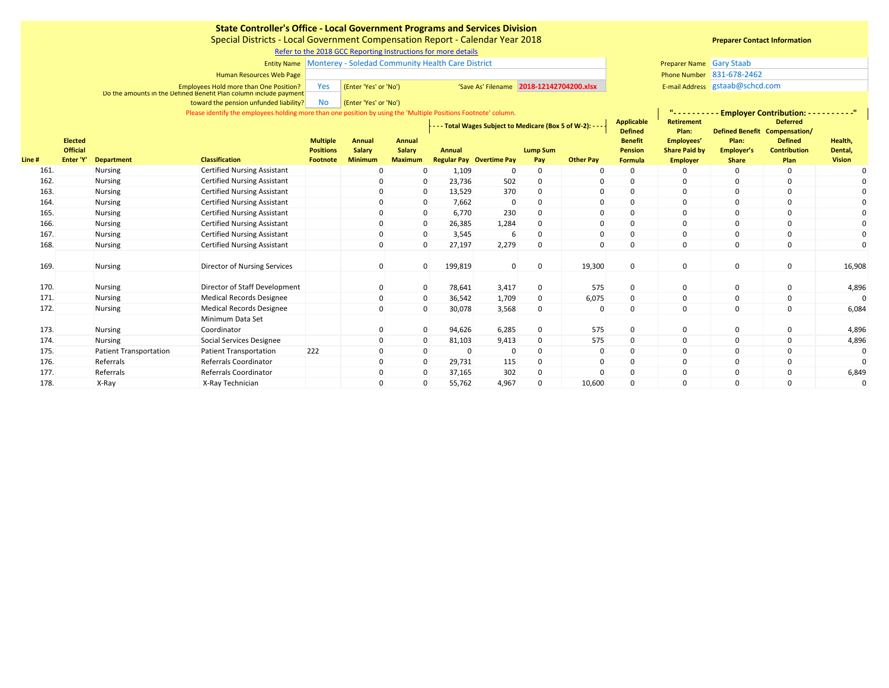# State Controller's Office - Local Government Programs and Services Division

Special Districts - Local Government Compensation Report - Calendar Year 2018

Refer to the 2018 GCC Reporting Instructions for more details

Entity Name: Monterey - Soledad Community Health Care District

Human Resources Web Page:

Employees Hold more than One Position? Yes (Enter 'Yes' or 'No')

'Save As' Filename: 2018-12142704200.xlsx

Do the amounts in the Defined Benefit Plan column include payment toward the pension unfunded liability? No (Enter 'Yes' or 'No')

Please identify the employees holding more than one position by using the 'Multiple Positions Footnote' column.

**Preparer Contact Information**

Preparer Name: Gary Staab

Phone Number: 831-678-2462

E-mail Address: gstaab@schcd.com

| | | | | | | | - - - Total Wages Subject to Medicare (Box 5 of W-2): - - - | | | | | "- - - - - - - - - - Employer Contribution: - - - - - - - - - -" | | | |
|---|---|---|---|---|---|---|---|---|---|---|---|---|---|---|---|
| Line # | Elected Official Enter 'Y' | Department | Classification | Multiple Positions Footnote | Annual Salary Minimum | Annual Salary Maximum | Annual Regular Pay | Overtime Pay | Lump Sum Pay | Other Pay | Applicable Defined Benefit Pension Formula | Retirement Plan: Employees' Share Paid by Employer | Defined Benefit Plan: Employer's Share | Deferred Compensation/ Defined Contribution Plan | Health, Dental, Vision |
| 161. | | Nursing | Certified Nursing Assistant | | 0 | 0 | 1,109 | 0 | 0 | 0 | 0 | 0 | 0 | 0 | 0 |
| 162. | | Nursing | Certified Nursing Assistant | | 0 | 0 | 23,736 | 502 | 0 | 0 | 0 | 0 | 0 | 0 | 0 |
| 163. | | Nursing | Certified Nursing Assistant | | 0 | 0 | 13,529 | 370 | 0 | 0 | 0 | 0 | 0 | 0 | 0 |
| 164. | | Nursing | Certified Nursing Assistant | | 0 | 0 | 7,662 | 0 | 0 | 0 | 0 | 0 | 0 | 0 | 0 |
| 165. | | Nursing | Certified Nursing Assistant | | 0 | 0 | 6,770 | 230 | 0 | 0 | 0 | 0 | 0 | 0 | 0 |
| 166. | | Nursing | Certified Nursing Assistant | | 0 | 0 | 26,385 | 1,284 | 0 | 0 | 0 | 0 | 0 | 0 | 0 |
| 167. | | Nursing | Certified Nursing Assistant | | 0 | 0 | 3,545 | 6 | 0 | 0 | 0 | 0 | 0 | 0 | 0 |
| 168. | | Nursing | Certified Nursing Assistant | | 0 | 0 | 27,197 | 2,279 | 0 | 0 | 0 | 0 | 0 | 0 | 0 |
| 169. | | Nursing | Director of Nursing Services | | 0 | 0 | 199,819 | 0 | 0 | 19,300 | 0 | 0 | 0 | 0 | 16,908 |
| 170. | | Nursing | Director of Staff Development | | 0 | 0 | 78,641 | 3,417 | 0 | 575 | 0 | 0 | 0 | 0 | 4,896 |
| 171. | | Nursing | Medical Records Designee | | 0 | 0 | 36,542 | 1,709 | 0 | 6,075 | 0 | 0 | 0 | 0 | 0 |
| 172. | | Nursing | Medical Records Designee | | 0 | 0 | 30,078 | 3,568 | 0 | 0 | 0 | 0 | 0 | 0 | 6,084 |
| 173. | | Nursing | Minimum Data Set Coordinator | | 0 | 0 | 94,626 | 6,285 | 0 | 575 | 0 | 0 | 0 | 0 | 4,896 |
| 174. | | Nursing | Social Services Designee | | 0 | 0 | 81,103 | 9,413 | 0 | 575 | 0 | 0 | 0 | 0 | 4,896 |
| 175. | | Patient Transportation | Patient Transportation | 222 | 0 | 0 | 0 | 0 | 0 | 0 | 0 | 0 | 0 | 0 | 0 |
| 176. | | Referrals | Referrals Coordinator | | 0 | 0 | 29,731 | 115 | 0 | 0 | 0 | 0 | 0 | 0 | 0 |
| 177. | | Referrals | Referrals Coordinator | | 0 | 0 | 37,165 | 302 | 0 | 0 | 0 | 0 | 0 | 0 | 6,849 |
| 178. | | X-Ray | X-Ray Technician | | 0 | 0 | 55,762 | 4,967 | 0 | 10,600 | 0 | 0 | 0 | 0 | 0 |